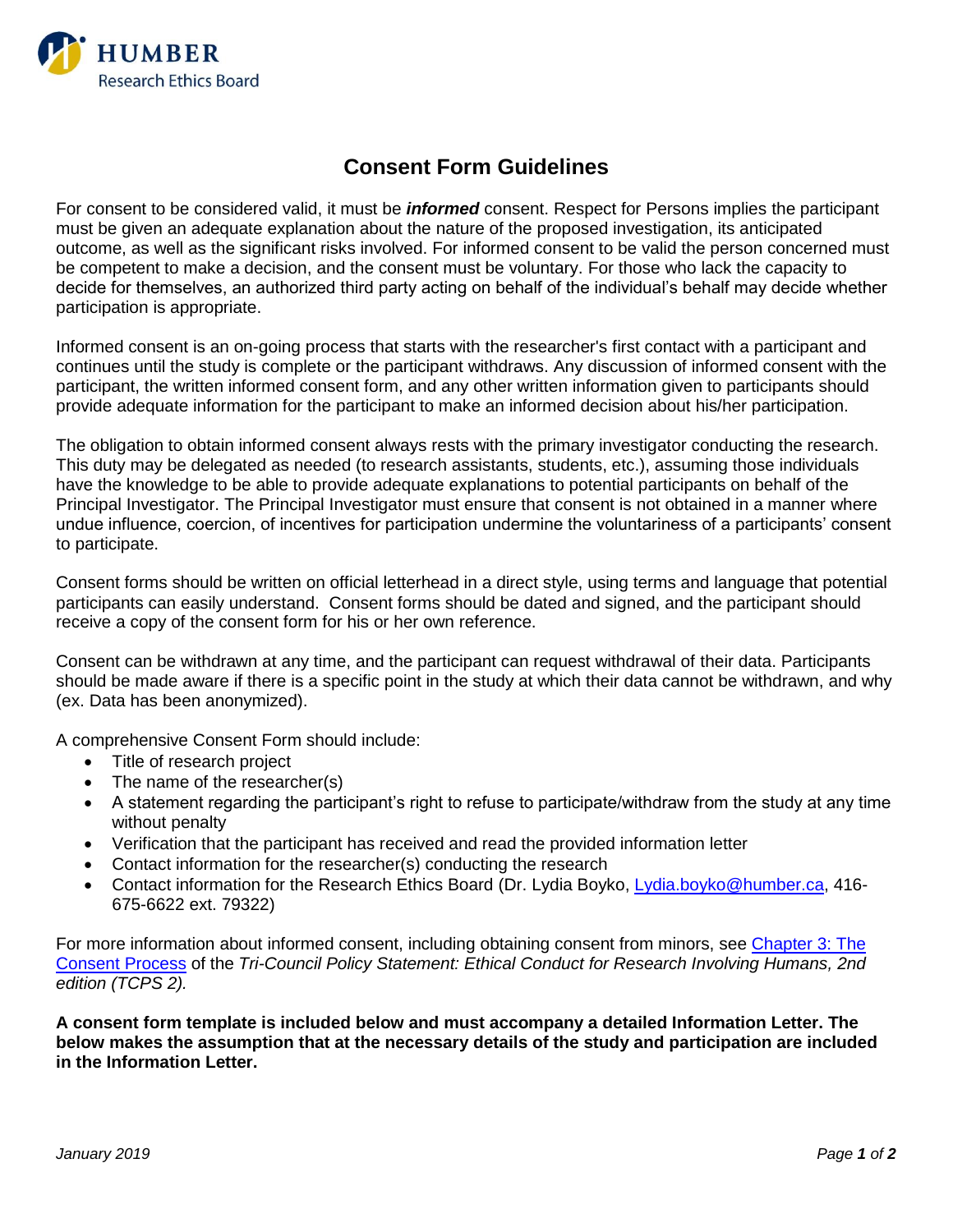HUMBER
Research Ethics Board

# Consent Form Guidelines

For consent to be considered valid, it must be ***informed*** consent. Respect for Persons implies the participant must be given an adequate explanation about the nature of the proposed investigation, its anticipated outcome, as well as the significant risks involved. For informed consent to be valid the person concerned must be competent to make a decision, and the consent must be voluntary. For those who lack the capacity to decide for themselves, an authorized third party acting on behalf of the individual's behalf may decide whether participation is appropriate.

Informed consent is an on-going process that starts with the researcher's first contact with a participant and continues until the study is complete or the participant withdraws. Any discussion of informed consent with the participant, the written informed consent form, and any other written information given to participants should provide adequate information for the participant to make an informed decision about his/her participation.

The obligation to obtain informed consent always rests with the primary investigator conducting the research. This duty may be delegated as needed (to research assistants, students, etc.), assuming those individuals have the knowledge to be able to provide adequate explanations to potential participants on behalf of the Principal Investigator. The Principal Investigator must ensure that consent is not obtained in a manner where undue influence, coercion, of incentives for participation undermine the voluntariness of a participants' consent to participate.

Consent forms should be written on official letterhead in a direct style, using terms and language that potential participants can easily understand. Consent forms should be dated and signed, and the participant should receive a copy of the consent form for his or her own reference.

Consent can be withdrawn at any time, and the participant can request withdrawal of their data. Participants should be made aware if there is a specific point in the study at which their data cannot be withdrawn, and why (ex. Data has been anonymized).

A comprehensive Consent Form should include:

- Title of research project
- The name of the researcher(s)
- A statement regarding the participant's right to refuse to participate/withdraw from the study at any time without penalty
- Verification that the participant has received and read the provided information letter
- Contact information for the researcher(s) conducting the research
- Contact information for the Research Ethics Board (Dr. Lydia Boyko, Lydia.boyko@humber.ca, 416-675-6622 ext. 79322)

For more information about informed consent, including obtaining consent from minors, see Chapter 3: The Consent Process of the *Tri-Council Policy Statement: Ethical Conduct for Research Involving Humans, 2nd edition (TCPS 2).*

**A consent form template is included below and must accompany a detailed Information Letter. The below makes the assumption that at the necessary details of the study and participation are included in the Information Letter.**

*January 2019*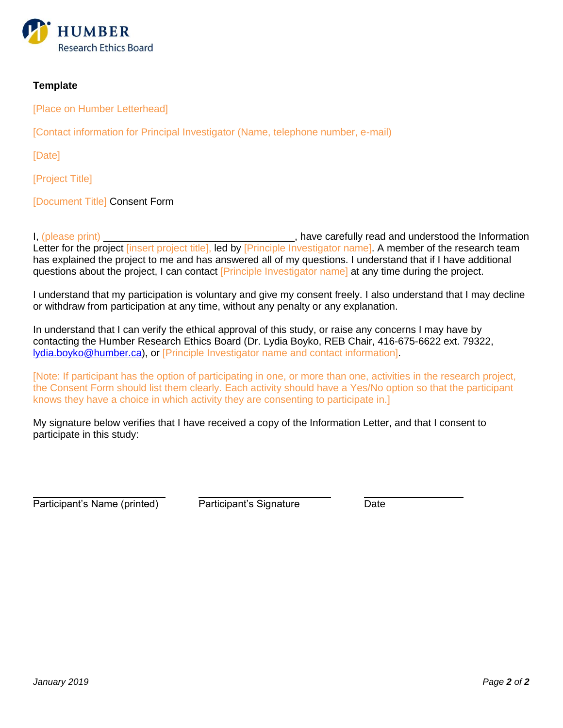**Template**

[Place on Humber Letterhead]

[Contact information for Principal Investigator (Name, telephone number, e-mail)]

[Date]

[Project Title]

[Document Title] Consent Form

I, (please print) ___________________________________, have carefully read and understood the Information Letter for the project [insert project title], led by [Principle Investigator name]. A member of the research team has explained the project to me and has answered all of my questions. I understand that if I have additional questions about the project, I can contact [Principle Investigator name] at any time during the project.

I understand that my participation is voluntary and give my consent freely. I also understand that I may decline or withdraw from participation at any time, without any penalty or any explanation.

In understand that I can verify the ethical approval of this study, or raise any concerns I may have by contacting the Humber Research Ethics Board (Dr. Lydia Boyko, REB Chair, 416-675-6622 ext. 79322, lydia.boyko@humber.ca), or [Principle Investigator name and contact information].

[Note: If participant has the option of participating in one, or more than one, activities in the research project, the Consent Form should list them clearly. Each activity should have a Yes/No option so that the participant knows they have a choice in which activity they are consenting to participate in.]

My signature below verifies that I have received a copy of the Information Letter, and that I consent to participate in this study:

| | | |
|---|---|---|
| ________________________ | ________________________ | ________________ |
| Participant's Name (printed) | Participant's Signature | Date |

*January 2019*